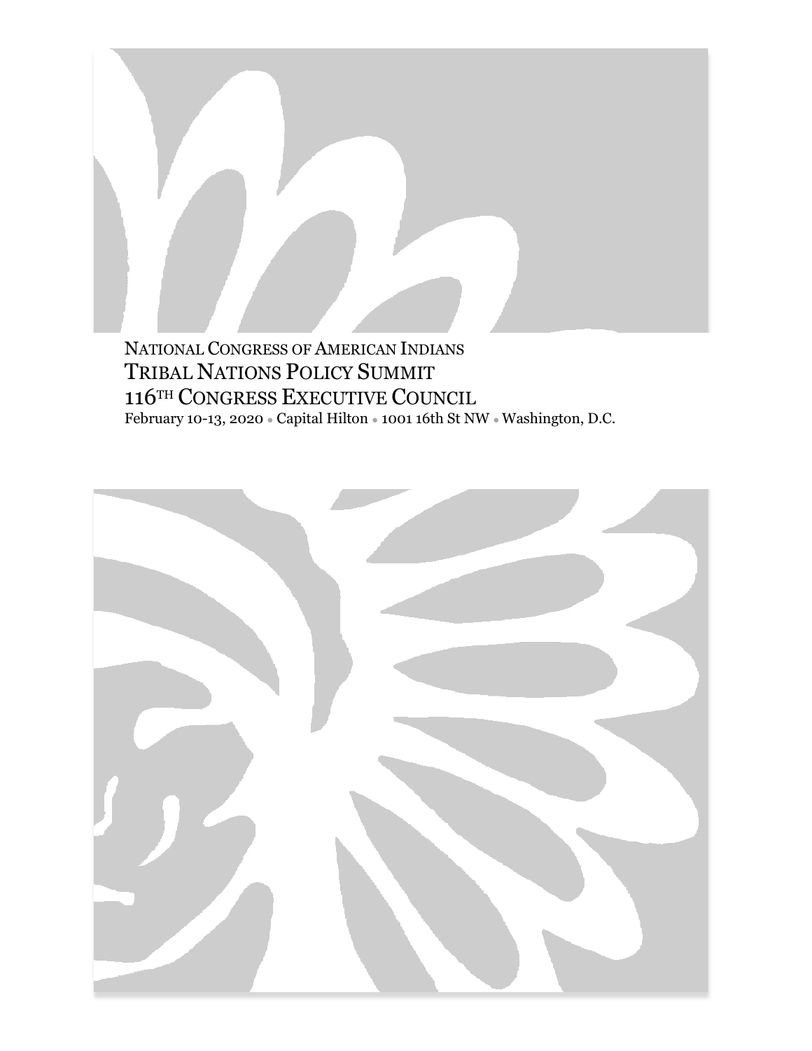NATIONAL CONGRESS OF AMERICAN INDIANS

# TRIBAL NATIONS POLICY SUMMIT

## 116TH CONGRESS EXECUTIVE COUNCIL

February 10-13, 2020 • Capital Hilton • 1001 16th St NW • Washington, D.C.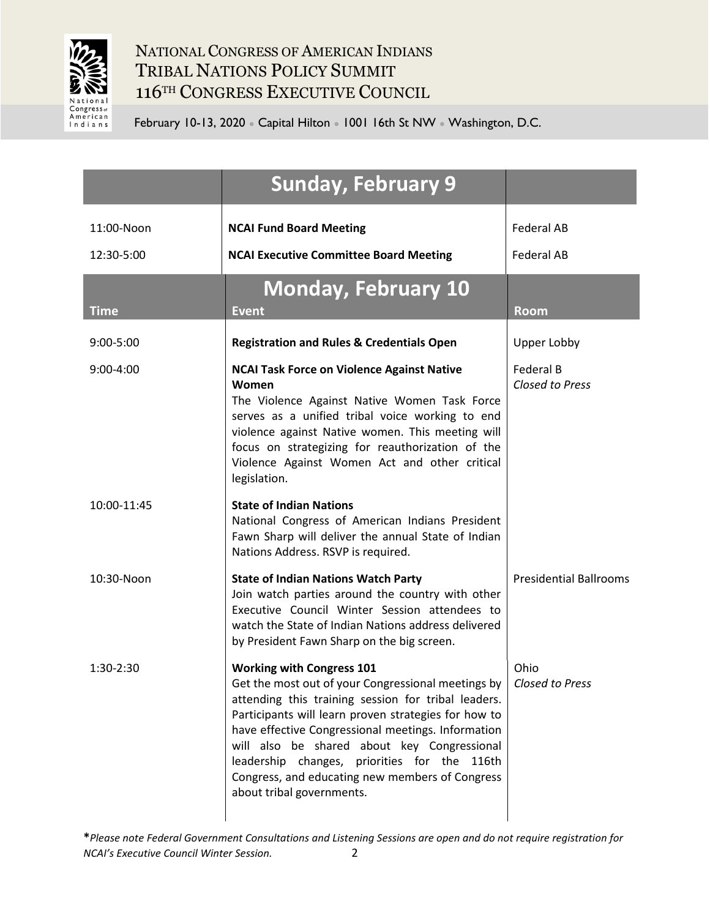# NATIONAL CONGRESS OF AMERICAN INDIANS
# TRIBAL NATIONS POLICY SUMMIT
# 116TH CONGRESS EXECUTIVE COUNCIL

February 10-13, 2020 • Capital Hilton • 1001 16th St NW • Washington, D.C.

| | **Sunday, February 9** | |
|---|---|---|
| 11:00-Noon | **NCAI Fund Board Meeting** | Federal AB |
| 12:30-5:00 | **NCAI Executive Committee Board Meeting** | Federal AB |

| **Time** | **Monday, February 10**<br>**Event** | **Room** |
|---|---|---|
| 9:00-5:00 | **Registration and Rules & Credentials Open** | Upper Lobby |
| 9:00-4:00 | **NCAI Task Force on Violence Against Native Women**<br>The Violence Against Native Women Task Force serves as a unified tribal voice working to end violence against Native women. This meeting will focus on strategizing for reauthorization of the Violence Against Women Act and other critical legislation. | Federal B<br>*Closed to Press* |
| 10:00-11:45 | **State of Indian Nations**<br>National Congress of American Indians President Fawn Sharp will deliver the annual State of Indian Nations Address. RSVP is required. | |
| 10:30-Noon | **State of Indian Nations Watch Party**<br>Join watch parties around the country with other Executive Council Winter Session attendees to watch the State of Indian Nations address delivered by President Fawn Sharp on the big screen. | Presidential Ballrooms |
| 1:30-2:30 | **Working with Congress 101**<br>Get the most out of your Congressional meetings by attending this training session for tribal leaders. Participants will learn proven strategies for how to have effective Congressional meetings. Information will also be shared about key Congressional leadership changes, priorities for the 116th Congress, and educating new members of Congress about tribal governments. | Ohio<br>*Closed to Press* |

***Please note Federal Government Consultations and Listening Sessions are open and do not require registration for NCAI's Executive Council Winter Session.***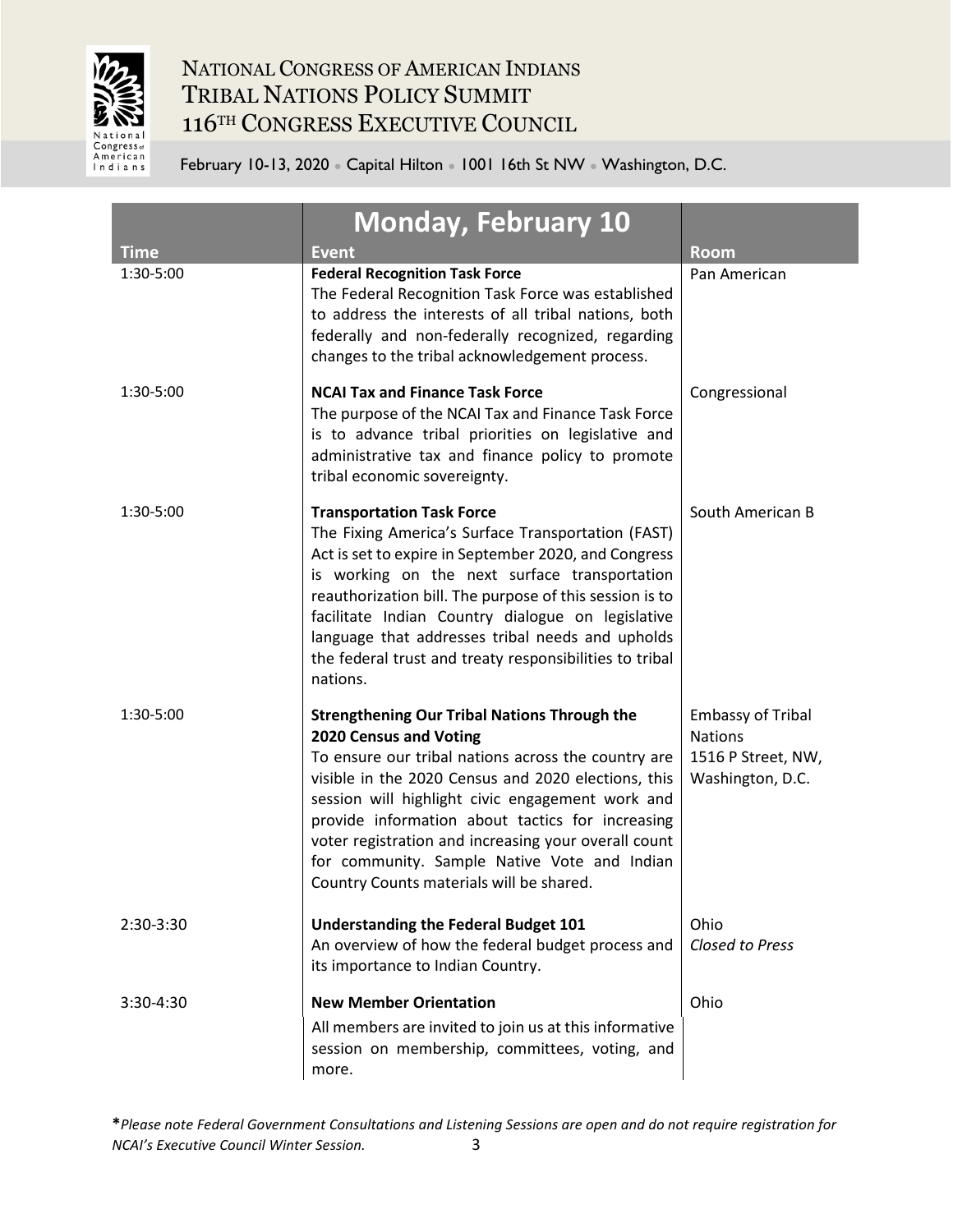NATIONAL CONGRESS OF AMERICAN INDIANS
TRIBAL NATIONS POLICY SUMMIT
116TH CONGRESS EXECUTIVE COUNCIL

February 10-13, 2020 • Capital Hilton • 1001 16th St NW • Washington, D.C.

## Monday, February 10

| Time | Event | Room |
|---|---|---|
| 1:30-5:00 | **Federal Recognition Task Force**<br>The Federal Recognition Task Force was established to address the interests of all tribal nations, both federally and non-federally recognized, regarding changes to the tribal acknowledgement process. | Pan American |
| 1:30-5:00 | **NCAI Tax and Finance Task Force**<br>The purpose of the NCAI Tax and Finance Task Force is to advance tribal priorities on legislative and administrative tax and finance policy to promote tribal economic sovereignty. | Congressional |
| 1:30-5:00 | **Transportation Task Force**<br>The Fixing America's Surface Transportation (FAST) Act is set to expire in September 2020, and Congress is working on the next surface transportation reauthorization bill. The purpose of this session is to facilitate Indian Country dialogue on legislative language that addresses tribal needs and upholds the federal trust and treaty responsibilities to tribal nations. | South American B |
| 1:30-5:00 | **Strengthening Our Tribal Nations Through the 2020 Census and Voting**<br>To ensure our tribal nations across the country are visible in the 2020 Census and 2020 elections, this session will highlight civic engagement work and provide information about tactics for increasing voter registration and increasing your overall count for community. Sample Native Vote and Indian Country Counts materials will be shared. | Embassy of Tribal Nations<br>1516 P Street, NW, Washington, D.C. |
| 2:30-3:30 | **Understanding the Federal Budget 101**<br>An overview of how the federal budget process and its importance to Indian Country. | Ohio<br>*Closed to Press* |
| 3:30-4:30 | **New Member Orientation**<br>All members are invited to join us at this informative session on membership, committees, voting, and more. | Ohio |

***Please note Federal Government Consultations and Listening Sessions are open and do not require registration for NCAI's Executive Council Winter Session.***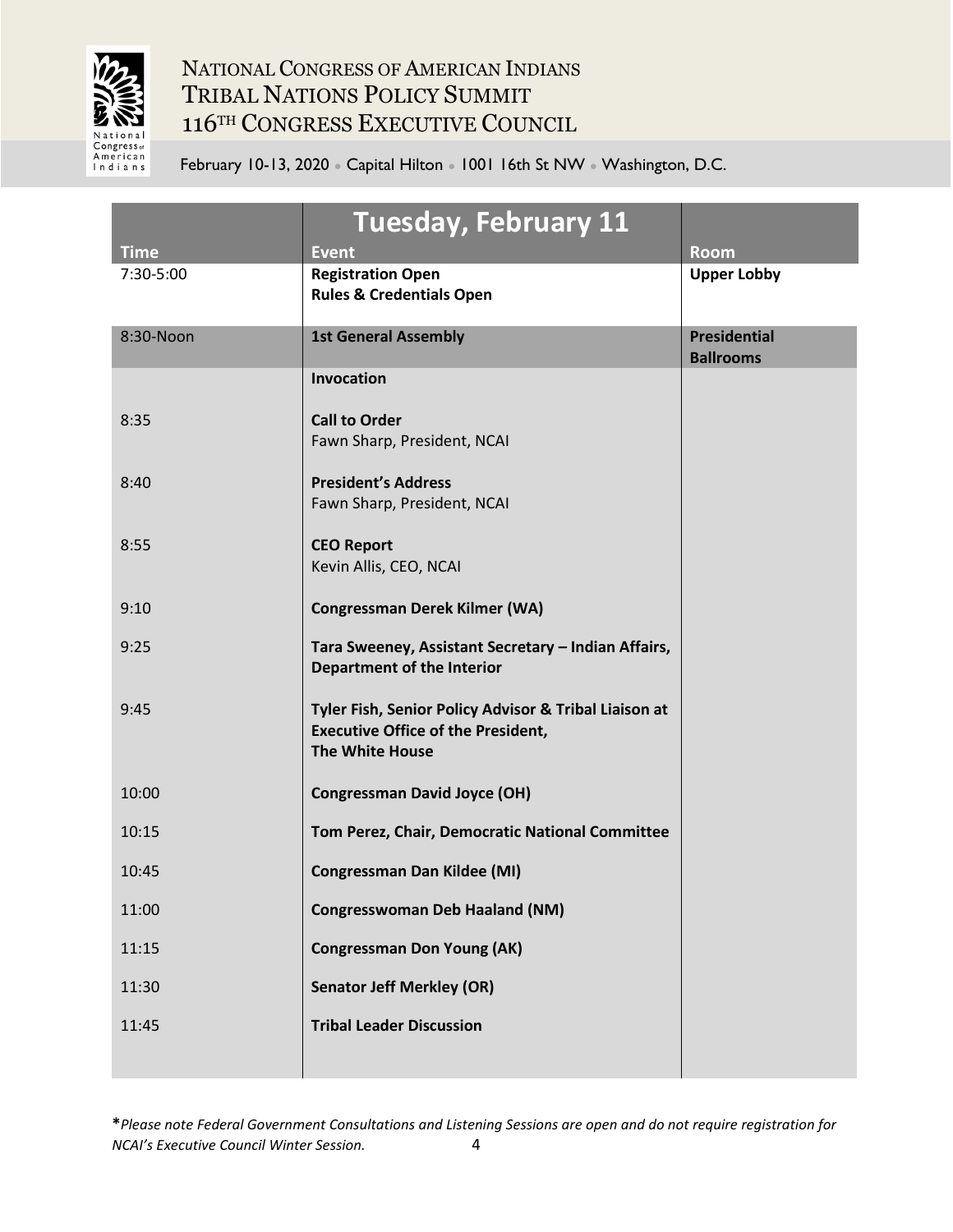# NATIONAL CONGRESS OF AMERICAN INDIANS
# TRIBAL NATIONS POLICY SUMMIT
# 116TH CONGRESS EXECUTIVE COUNCIL

February 10-13, 2020 • Capital Hilton • 1001 16th St NW • Washington, D.C.

## Tuesday, February 11

| Time | Event | Room |
|---|---|---|
| 7:30-5:00 | **Registration Open**<br>**Rules & Credentials Open** | **Upper Lobby** |
| 8:30-Noon | **1st General Assembly** | **Presidential Ballrooms** |
| | **Invocation** | |
| 8:35 | **Call to Order**<br>Fawn Sharp, President, NCAI | |
| 8:40 | **President's Address**<br>Fawn Sharp, President, NCAI | |
| 8:55 | **CEO Report**<br>Kevin Allis, CEO, NCAI | |
| 9:10 | **Congressman Derek Kilmer (WA)** | |
| 9:25 | **Tara Sweeney, Assistant Secretary – Indian Affairs, Department of the Interior** | |
| 9:45 | **Tyler Fish, Senior Policy Advisor & Tribal Liaison at Executive Office of the President, The White House** | |
| 10:00 | **Congressman David Joyce (OH)** | |
| 10:15 | **Tom Perez, Chair, Democratic National Committee** | |
| 10:45 | **Congressman Dan Kildee (MI)** | |
| 11:00 | **Congresswoman Deb Haaland (NM)** | |
| 11:15 | **Congressman Don Young (AK)** | |
| 11:30 | **Senator Jeff Merkley (OR)** | |
| 11:45 | **Tribal Leader Discussion** | |

***Please note Federal Government Consultations and Listening Sessions are open and do not require registration for NCAI's Executive Council Winter Session.***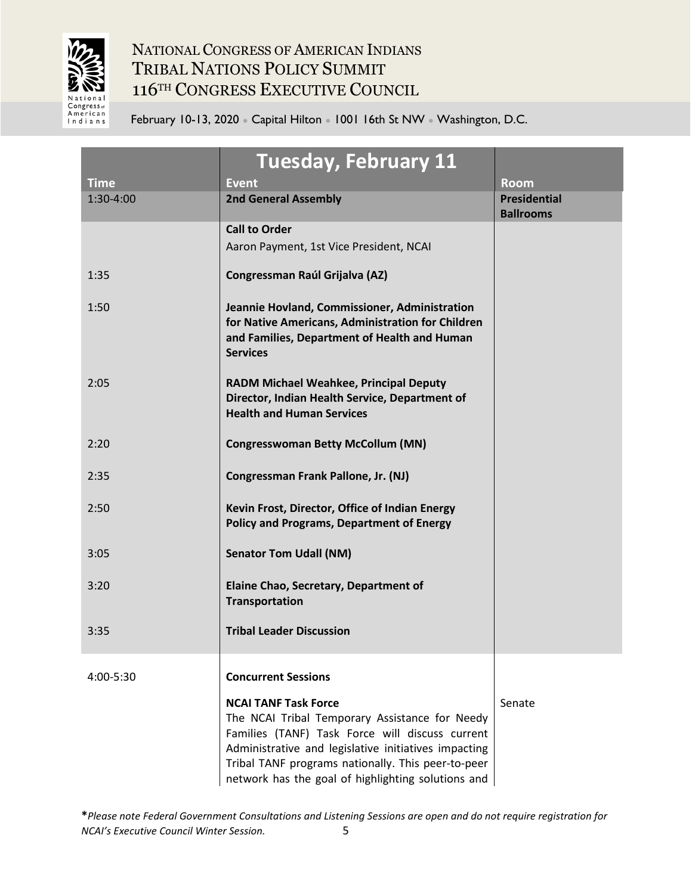# NATIONAL CONGRESS OF AMERICAN INDIANS
# TRIBAL NATIONS POLICY SUMMIT
# 116TH CONGRESS EXECUTIVE COUNCIL

February 10-13, 2020 • Capital Hilton • 1001 16th St NW • Washington, D.C.

## Tuesday, February 11

| Time | Event | Room |
|---|---|---|
| 1:30-4:00 | **2nd General Assembly** | **Presidential Ballrooms** |
| | **Call to Order**<br>Aaron Payment, 1st Vice President, NCAI | |
| 1:35 | **Congressman Raúl Grijalva (AZ)** | |
| 1:50 | **Jeannie Hovland, Commissioner, Administration for Native Americans, Administration for Children and Families, Department of Health and Human Services** | |
| 2:05 | **RADM Michael Weahkee, Principal Deputy Director, Indian Health Service, Department of Health and Human Services** | |
| 2:20 | **Congresswoman Betty McCollum (MN)** | |
| 2:35 | **Congressman Frank Pallone, Jr. (NJ)** | |
| 2:50 | **Kevin Frost, Director, Office of Indian Energy Policy and Programs, Department of Energy** | |
| 3:05 | **Senator Tom Udall (NM)** | |
| 3:20 | **Elaine Chao, Secretary, Department of Transportation** | |
| 3:35 | **Tribal Leader Discussion** | |
| 4:00-5:30 | **Concurrent Sessions** | |
| | **NCAI TANF Task Force**<br>The NCAI Tribal Temporary Assistance for Needy Families (TANF) Task Force will discuss current Administrative and legislative initiatives impacting Tribal TANF programs nationally. This peer-to-peer network has the goal of highlighting solutions and | Senate |

**\***_Please note Federal Government Consultations and Listening Sessions are open and do not require registration for NCAI's Executive Council Winter Session._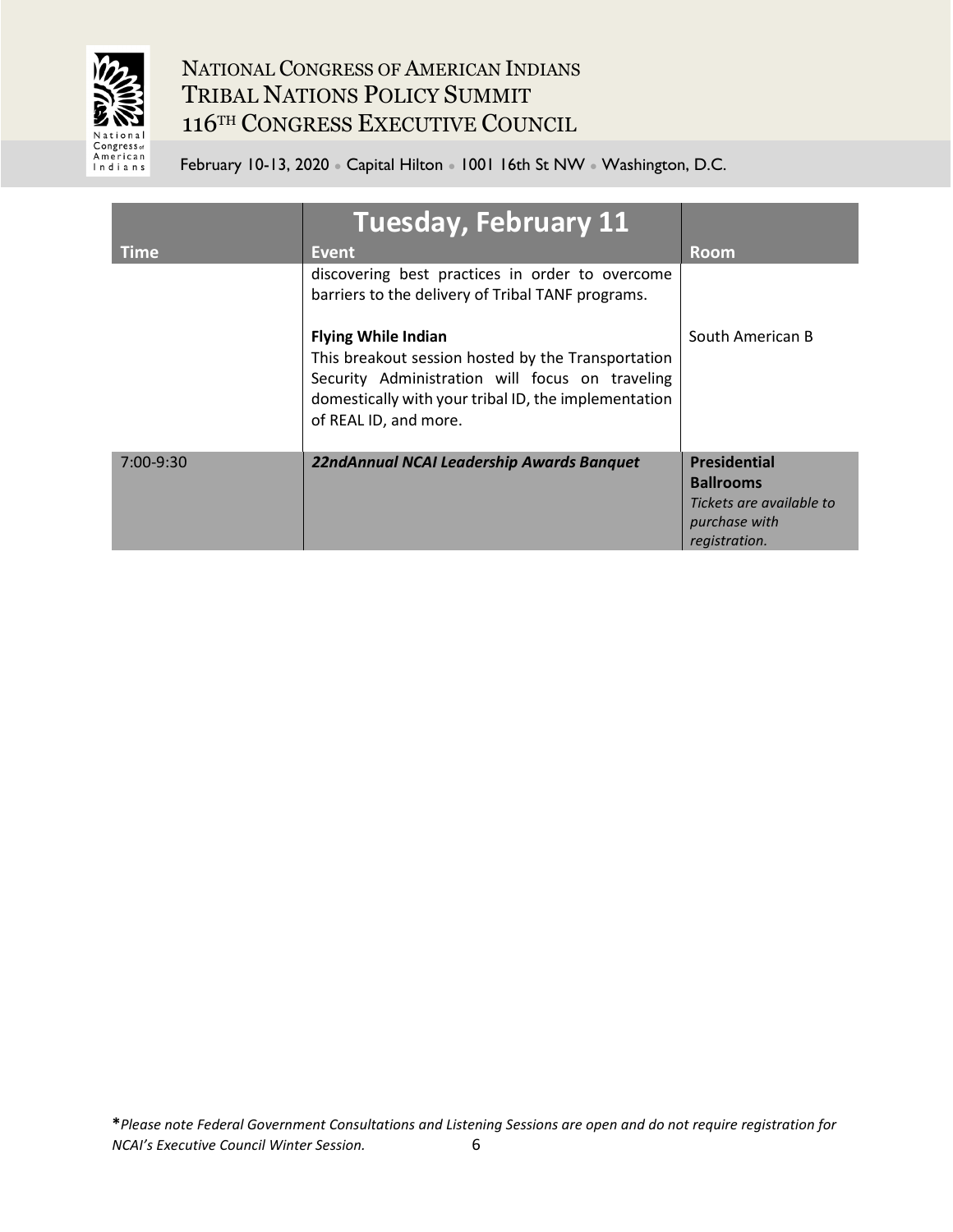## Tuesday, February 11

| Time | Event | Room |
|---|---|---|
| | discovering best practices in order to overcome barriers to the delivery of Tribal TANF programs.<br><br>**Flying While Indian**<br>This breakout session hosted by the Transportation Security Administration will focus on traveling domestically with your tribal ID, the implementation of REAL ID, and more. | <br><br>South American B |
| 7:00-9:30 | ***22ndAnnual NCAI Leadership Awards Banquet*** | **Presidential Ballrooms**<br>*Tickets are available to purchase with registration.* |

**\****Please note Federal Government Consultations and Listening Sessions are open and do not require registration for NCAI's Executive Council Winter Session.*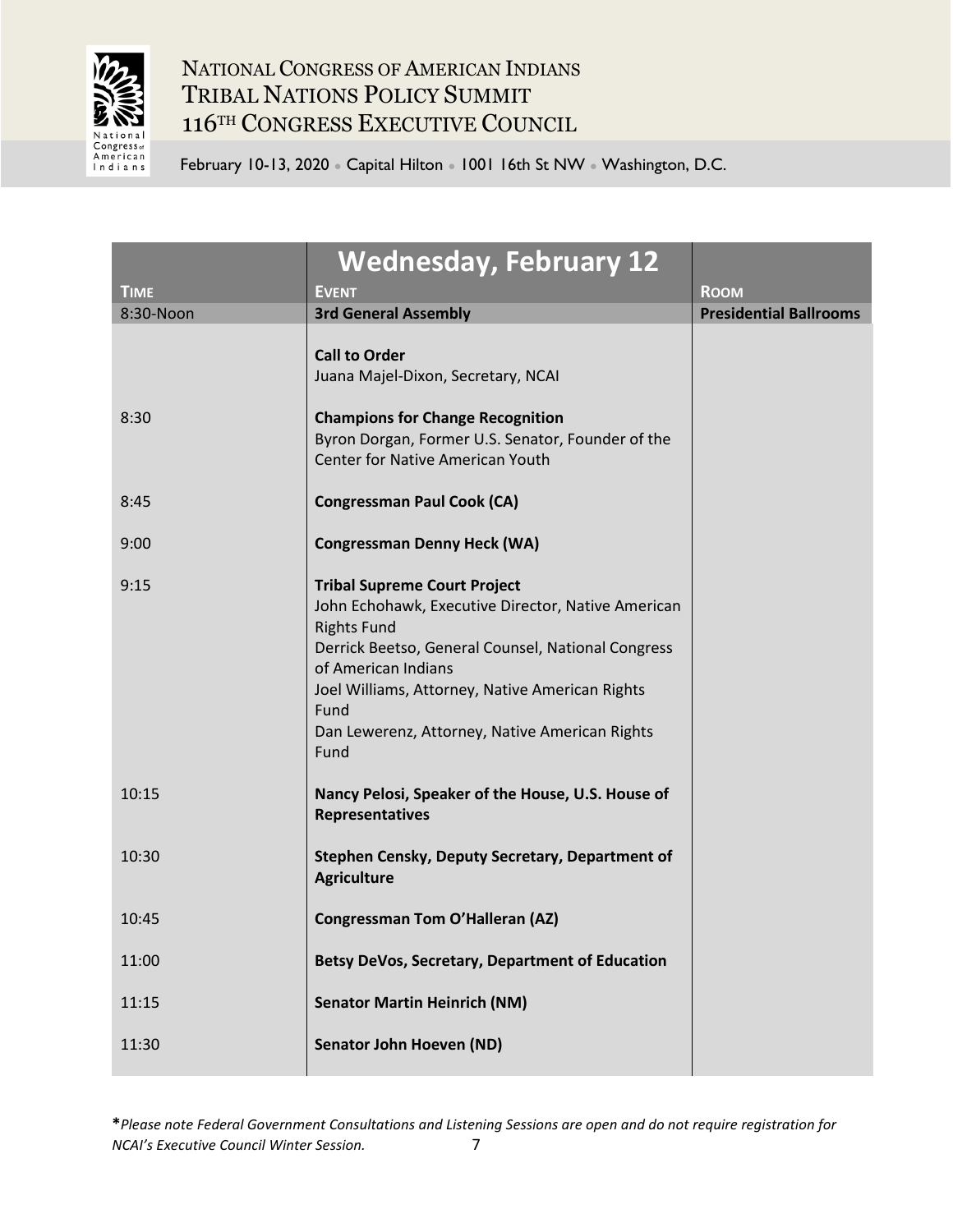# Wednesday, February 12

| Time | Event | Room |
| --- | --- | --- |
| 8:30-Noon | **3rd General Assembly** | **Presidential Ballrooms** |
| | **Call to Order**<br>Juana Majel-Dixon, Secretary, NCAI | |
| 8:30 | **Champions for Change Recognition**<br>Byron Dorgan, Former U.S. Senator, Founder of the Center for Native American Youth | |
| 8:45 | **Congressman Paul Cook (CA)** | |
| 9:00 | **Congressman Denny Heck (WA)** | |
| 9:15 | **Tribal Supreme Court Project**<br>John Echohawk, Executive Director, Native American Rights Fund<br>Derrick Beetso, General Counsel, National Congress of American Indians<br>Joel Williams, Attorney, Native American Rights Fund<br>Dan Lewerenz, Attorney, Native American Rights Fund | |
| 10:15 | **Nancy Pelosi, Speaker of the House, U.S. House of Representatives** | |
| 10:30 | **Stephen Censky, Deputy Secretary, Department of Agriculture** | |
| 10:45 | **Congressman Tom O'Halleran (AZ)** | |
| 11:00 | **Betsy DeVos, Secretary, Department of Education** | |
| 11:15 | **Senator Martin Heinrich (NM)** | |
| 11:30 | **Senator John Hoeven (ND)** | |

***Please note Federal Government Consultations and Listening Sessions are open and do not require registration for NCAI's Executive Council Winter Session.***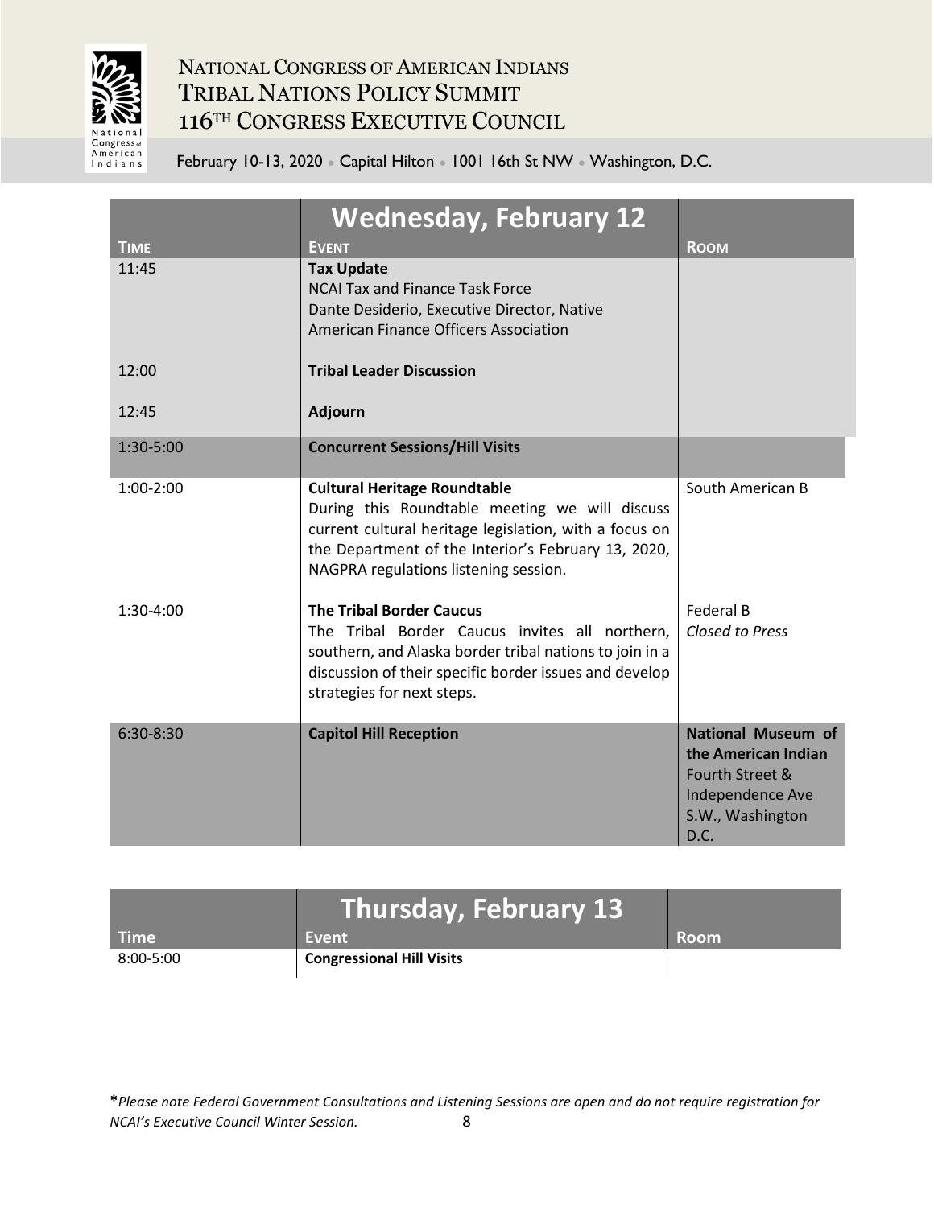| Time | Wednesday, February 12<br>Event | Room |
|---|---|---|
| 11:45 | **Tax Update**<br>NCAI Tax and Finance Task Force<br>Dante Desiderio, Executive Director, Native American Finance Officers Association | |
| 12:00 | **Tribal Leader Discussion** | |
| 12:45 | **Adjourn** | |
| 1:30-5:00 | **Concurrent Sessions/Hill Visits** | |
| 1:00-2:00 | **Cultural Heritage Roundtable**<br>During this Roundtable meeting we will discuss current cultural heritage legislation, with a focus on the Department of the Interior's February 13, 2020, NAGPRA regulations listening session. | South American B |
| 1:30-4:00 | **The Tribal Border Caucus**<br>The Tribal Border Caucus invites all northern, southern, and Alaska border tribal nations to join in a discussion of their specific border issues and develop strategies for next steps. | Federal B<br>*Closed to Press* |
| 6:30-8:30 | **Capitol Hill Reception** | **National Museum of the American Indian**<br>Fourth Street & Independence Ave S.W., Washington D.C. |

| Time | Thursday, February 13<br>Event | Room |
|---|---|---|
| 8:00-5:00 | **Congressional Hill Visits** | |

**\***Please note Federal Government Consultations and Listening Sessions are open and do not require registration for NCAI's Executive Council Winter Session.*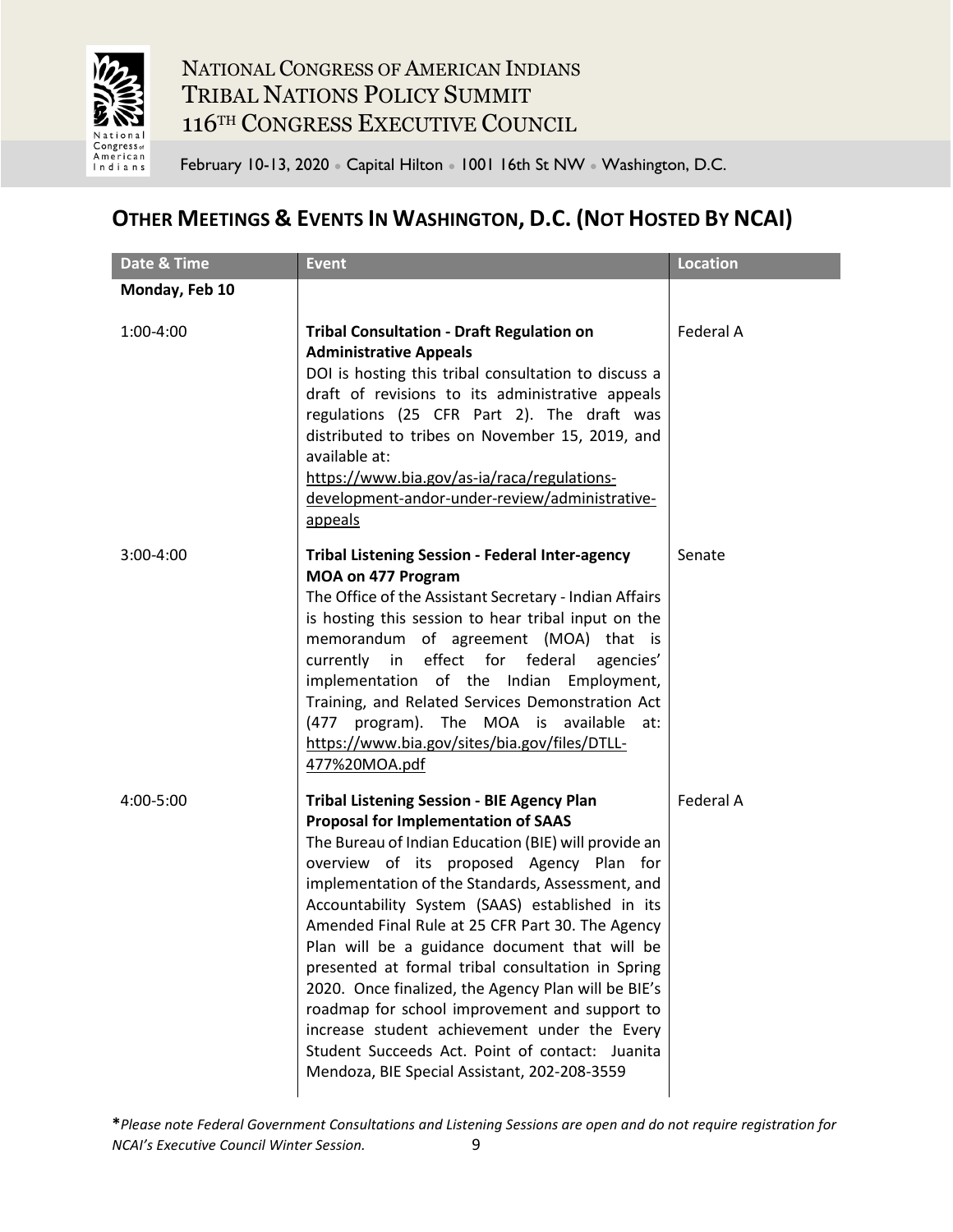## Other Meetings & Events In Washington, D.C. (Not Hosted By NCAI)

| Date & Time | Event | Location |
|---|---|---|
| **Monday, Feb 10** | | |
| 1:00-4:00 | **Tribal Consultation - Draft Regulation on Administrative Appeals** DOI is hosting this tribal consultation to discuss a draft of revisions to its administrative appeals regulations (25 CFR Part 2). The draft was distributed to tribes on November 15, 2019, and available at: https://www.bia.gov/as-ia/raca/regulations-development-andor-under-review/administrative-appeals | Federal A |
| 3:00-4:00 | **Tribal Listening Session - Federal Inter-agency MOA on 477 Program** The Office of the Assistant Secretary - Indian Affairs is hosting this session to hear tribal input on the memorandum of agreement (MOA) that is currently in effect for federal agencies' implementation of the Indian Employment, Training, and Related Services Demonstration Act (477 program). The MOA is available at: https://www.bia.gov/sites/bia.gov/files/DTLL-477%20MOA.pdf | Senate |
| 4:00-5:00 | **Tribal Listening Session - BIE Agency Plan Proposal for Implementation of SAAS** The Bureau of Indian Education (BIE) will provide an overview of its proposed Agency Plan for implementation of the Standards, Assessment, and Accountability System (SAAS) established in its Amended Final Rule at 25 CFR Part 30. The Agency Plan will be a guidance document that will be presented at formal tribal consultation in Spring 2020. Once finalized, the Agency Plan will be BIE's roadmap for school improvement and support to increase student achievement under the Every Student Succeeds Act. Point of contact: Juanita Mendoza, BIE Special Assistant, 202-208-3559 | Federal A |

**\***_Please note Federal Government Consultations and Listening Sessions are open and do not require registration for NCAI's Executive Council Winter Session._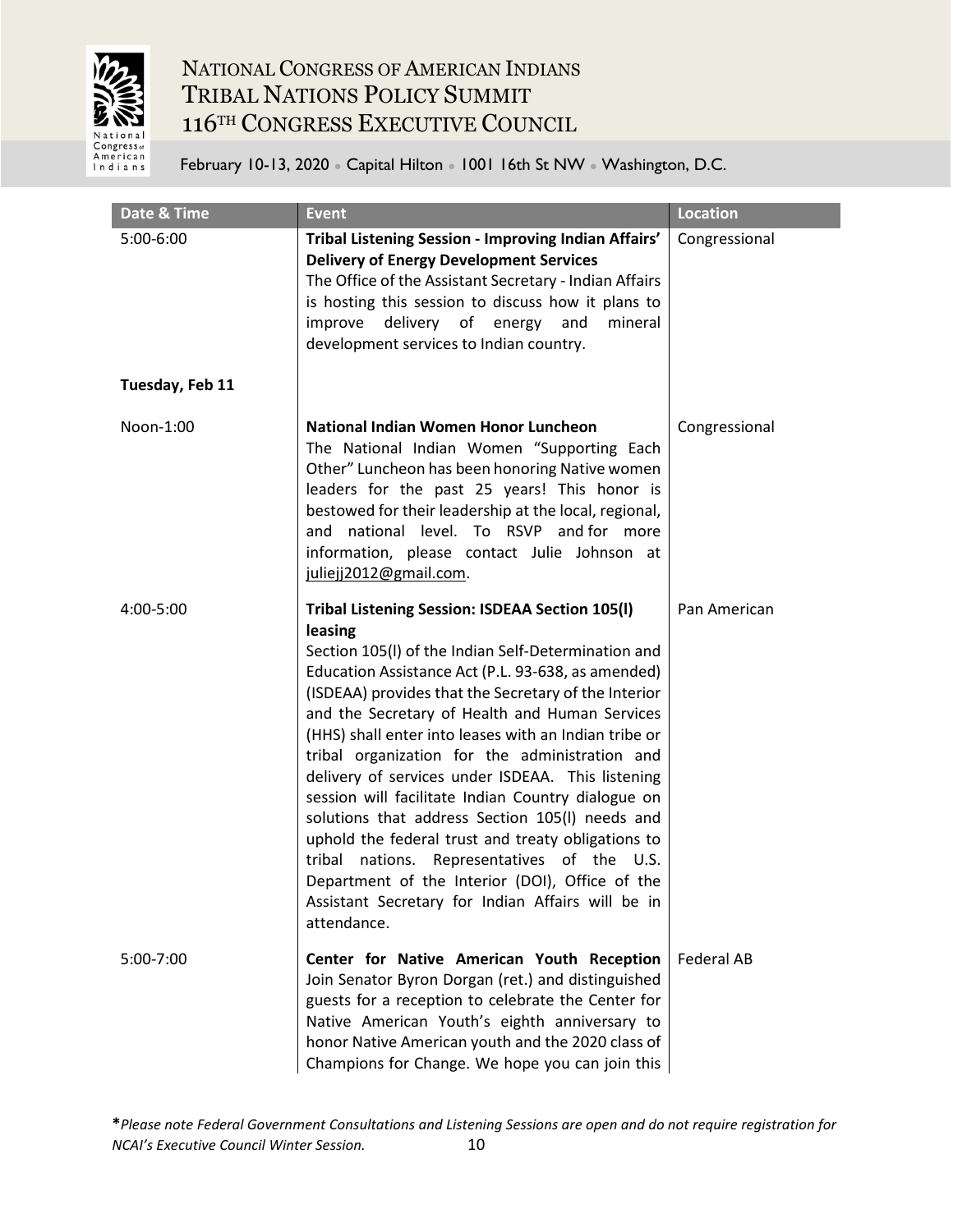| Date & Time | Event | Location |
|---|---|---|
| 5:00-6:00 | **Tribal Listening Session - Improving Indian Affairs' Delivery of Energy Development Services** The Office of the Assistant Secretary - Indian Affairs is hosting this session to discuss how it plans to improve delivery of energy and mineral development services to Indian country. | Congressional |
| **Tuesday, Feb 11** | | |
| Noon-1:00 | **National Indian Women Honor Luncheon** The National Indian Women "Supporting Each Other" Luncheon has been honoring Native women leaders for the past 25 years! This honor is bestowed for their leadership at the local, regional, and national level. To RSVP and for more information, please contact Julie Johnson at juliejj2012@gmail.com. | Congressional |
| 4:00-5:00 | **Tribal Listening Session: ISDEAA Section 105(l) leasing** Section 105(l) of the Indian Self-Determination and Education Assistance Act (P.L. 93-638, as amended) (ISDEAA) provides that the Secretary of the Interior and the Secretary of Health and Human Services (HHS) shall enter into leases with an Indian tribe or tribal organization for the administration and delivery of services under ISDEAA. This listening session will facilitate Indian Country dialogue on solutions that address Section 105(l) needs and uphold the federal trust and treaty obligations to tribal nations. Representatives of the U.S. Department of the Interior (DOI), Office of the Assistant Secretary for Indian Affairs will be in attendance. | Pan American |
| 5:00-7:00 | **Center for Native American Youth Reception** Join Senator Byron Dorgan (ret.) and distinguished guests for a reception to celebrate the Center for Native American Youth's eighth anniversary to honor Native American youth and the 2020 class of Champions for Change. We hope you can join this | Federal AB |

***Please note Federal Government Consultations and Listening Sessions are open and do not require registration for NCAI's Executive Council Winter Session.***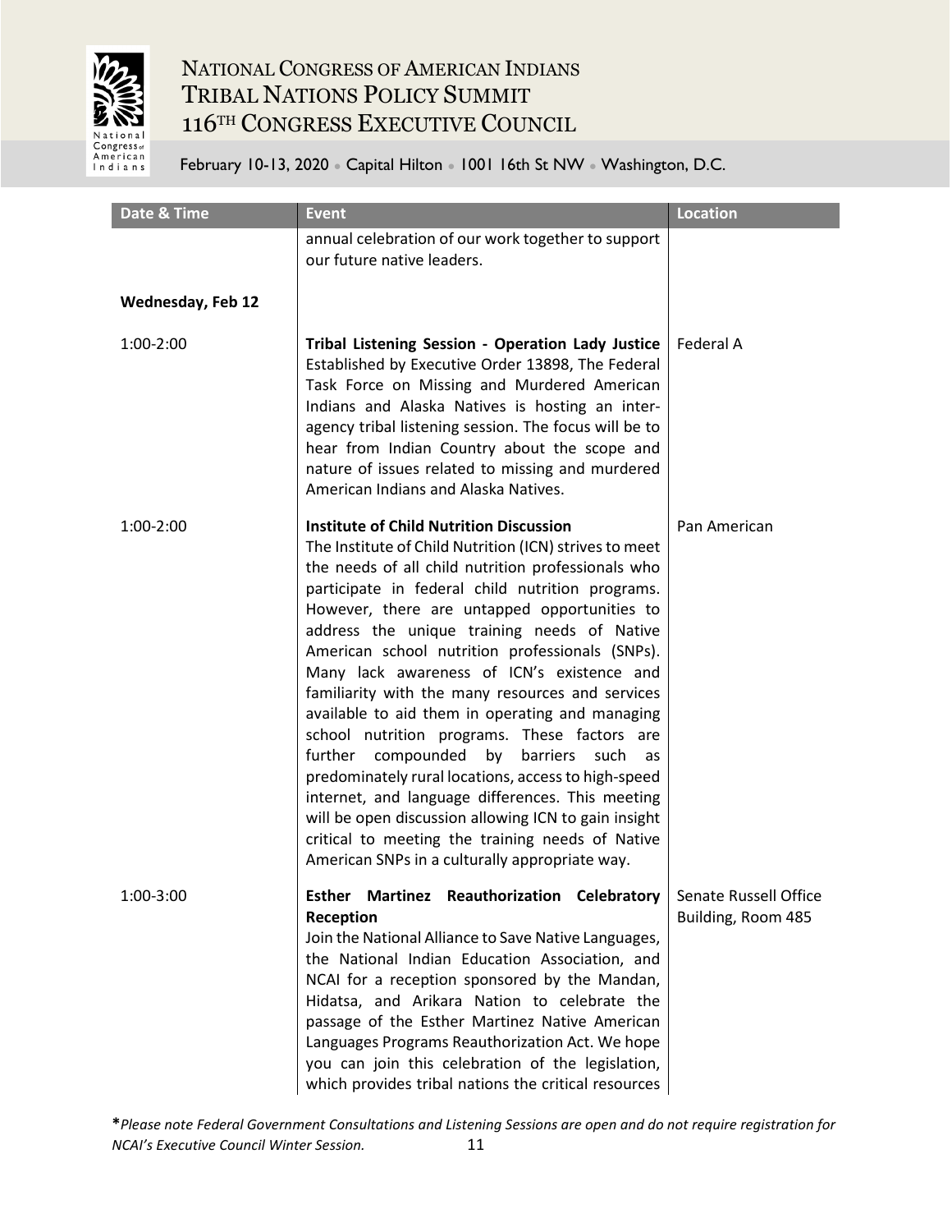| Date & Time | Event | Location |
| --- | --- | --- |
| | annual celebration of our work together to support our future native leaders. | |
| **Wednesday, Feb 12** | | |
| 1:00-2:00 | **Tribal Listening Session - Operation Lady Justice** Established by Executive Order 13898, The Federal Task Force on Missing and Murdered American Indians and Alaska Natives is hosting an inter-agency tribal listening session. The focus will be to hear from Indian Country about the scope and nature of issues related to missing and murdered American Indians and Alaska Natives. | Federal A |
| 1:00-2:00 | **Institute of Child Nutrition Discussion** The Institute of Child Nutrition (ICN) strives to meet the needs of all child nutrition professionals who participate in federal child nutrition programs. However, there are untapped opportunities to address the unique training needs of Native American school nutrition professionals (SNPs). Many lack awareness of ICN's existence and familiarity with the many resources and services available to aid them in operating and managing school nutrition programs. These factors are further compounded by barriers such as predominately rural locations, access to high-speed internet, and language differences. This meeting will be open discussion allowing ICN to gain insight critical to meeting the training needs of Native American SNPs in a culturally appropriate way. | Pan American |
| 1:00-3:00 | **Esther Martinez Reauthorization Celebratory Reception** Join the National Alliance to Save Native Languages, the National Indian Education Association, and NCAI for a reception sponsored by the Mandan, Hidatsa, and Arikara Nation to celebrate the passage of the Esther Martinez Native American Languages Programs Reauthorization Act. We hope you can join this celebration of the legislation, which provides tribal nations the critical resources | Senate Russell Office Building, Room 485 |

**\****Please note Federal Government Consultations and Listening Sessions are open and do not require registration for NCAI's Executive Council Winter Session.*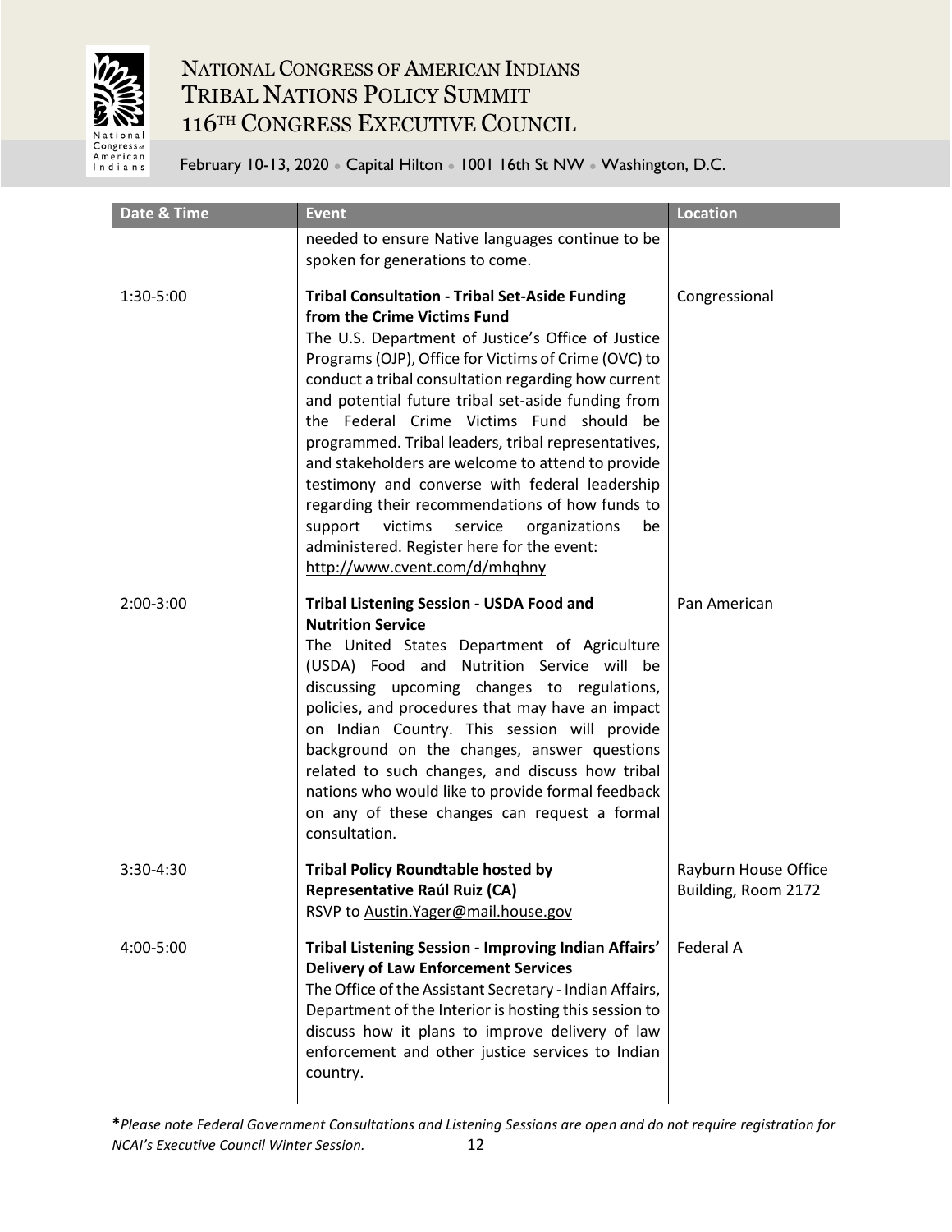| Date & Time | Event | Location |
|---|---|---|
| | needed to ensure Native languages continue to be spoken for generations to come. | |
| 1:30-5:00 | **Tribal Consultation - Tribal Set-Aside Funding from the Crime Victims Fund** The U.S. Department of Justice's Office of Justice Programs (OJP), Office for Victims of Crime (OVC) to conduct a tribal consultation regarding how current and potential future tribal set-aside funding from the Federal Crime Victims Fund should be programmed. Tribal leaders, tribal representatives, and stakeholders are welcome to attend to provide testimony and converse with federal leadership regarding their recommendations of how funds to support victims service organizations be administered. Register here for the event: http://www.cvent.com/d/mhqhny | Congressional |
| 2:00-3:00 | **Tribal Listening Session - USDA Food and Nutrition Service** The United States Department of Agriculture (USDA) Food and Nutrition Service will be discussing upcoming changes to regulations, policies, and procedures that may have an impact on Indian Country. This session will provide background on the changes, answer questions related to such changes, and discuss how tribal nations who would like to provide formal feedback on any of these changes can request a formal consultation. | Pan American |
| 3:30-4:30 | **Tribal Policy Roundtable hosted by Representative Raúl Ruiz (CA)** RSVP to Austin.Yager@mail.house.gov | Rayburn House Office Building, Room 2172 |
| 4:00-5:00 | **Tribal Listening Session - Improving Indian Affairs' Delivery of Law Enforcement Services** The Office of the Assistant Secretary - Indian Affairs, Department of the Interior is hosting this session to discuss how it plans to improve delivery of law enforcement and other justice services to Indian country. | Federal A |

***Please note Federal Government Consultations and Listening Sessions are open and do not require registration for NCAI's Executive Council Winter Session.***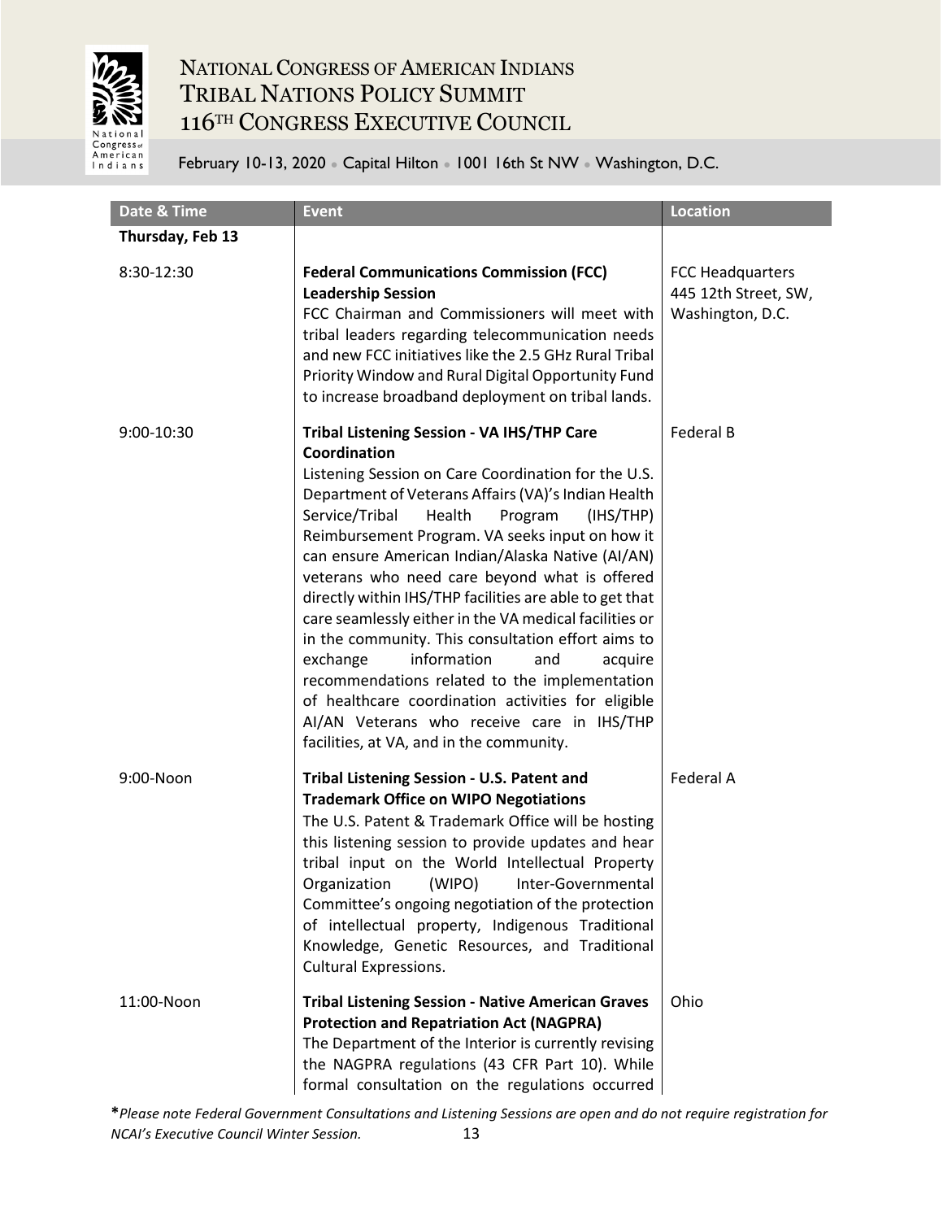# NATIONAL CONGRESS OF AMERICAN INDIANS
# TRIBAL NATIONS POLICY SUMMIT
# 116TH CONGRESS EXECUTIVE COUNCIL

February 10-13, 2020 • Capital Hilton • 1001 16th St NW • Washington, D.C.

| Date & Time | Event | Location |
|---|---|---|
| **Thursday, Feb 13** | | |
| 8:30-12:30 | **Federal Communications Commission (FCC) Leadership Session**<br>FCC Chairman and Commissioners will meet with tribal leaders regarding telecommunication needs and new FCC initiatives like the 2.5 GHz Rural Tribal Priority Window and Rural Digital Opportunity Fund to increase broadband deployment on tribal lands. | FCC Headquarters 445 12th Street, SW, Washington, D.C. |
| 9:00-10:30 | **Tribal Listening Session - VA IHS/THP Care Coordination**<br>Listening Session on Care Coordination for the U.S. Department of Veterans Affairs (VA)'s Indian Health Service/Tribal Health Program (IHS/THP) Reimbursement Program. VA seeks input on how it can ensure American Indian/Alaska Native (AI/AN) veterans who need care beyond what is offered directly within IHS/THP facilities are able to get that care seamlessly either in the VA medical facilities or in the community. This consultation effort aims to exchange information and acquire recommendations related to the implementation of healthcare coordination activities for eligible AI/AN Veterans who receive care in IHS/THP facilities, at VA, and in the community. | Federal B |
| 9:00-Noon | **Tribal Listening Session - U.S. Patent and Trademark Office on WIPO Negotiations**<br>The U.S. Patent & Trademark Office will be hosting this listening session to provide updates and hear tribal input on the World Intellectual Property Organization (WIPO) Inter-Governmental Committee's ongoing negotiation of the protection of intellectual property, Indigenous Traditional Knowledge, Genetic Resources, and Traditional Cultural Expressions. | Federal A |
| 11:00-Noon | **Tribal Listening Session - Native American Graves Protection and Repatriation Act (NAGPRA)**<br>The Department of the Interior is currently revising the NAGPRA regulations (43 CFR Part 10). While formal consultation on the regulations occurred | Ohio |

*Please note Federal Government Consultations and Listening Sessions are open and do not require registration for NCAI's Executive Council Winter Session.*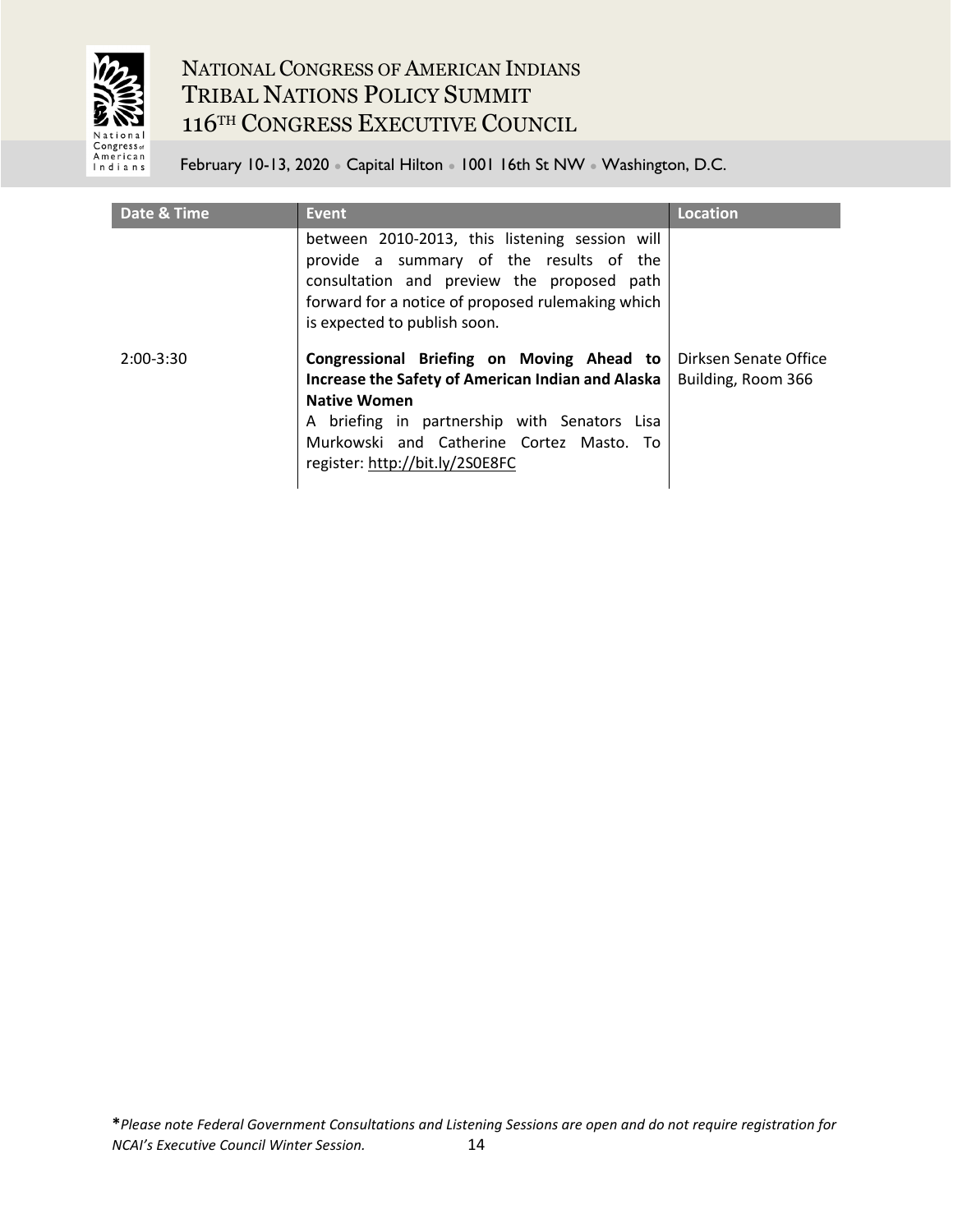| Date & Time | Event | Location |
| --- | --- | --- |
| | between 2010-2013, this listening session will provide a summary of the results of the consultation and preview the proposed path forward for a notice of proposed rulemaking which is expected to publish soon. | |
| 2:00-3:30 | **Congressional Briefing on Moving Ahead to Increase the Safety of American Indian and Alaska Native Women** A briefing in partnership with Senators Lisa Murkowski and Catherine Cortez Masto. To register: http://bit.ly/2S0E8FC | Dirksen Senate Office Building, Room 366 |

**\****Please note Federal Government Consultations and Listening Sessions are open and do not require registration for NCAI's Executive Council Winter Session.*